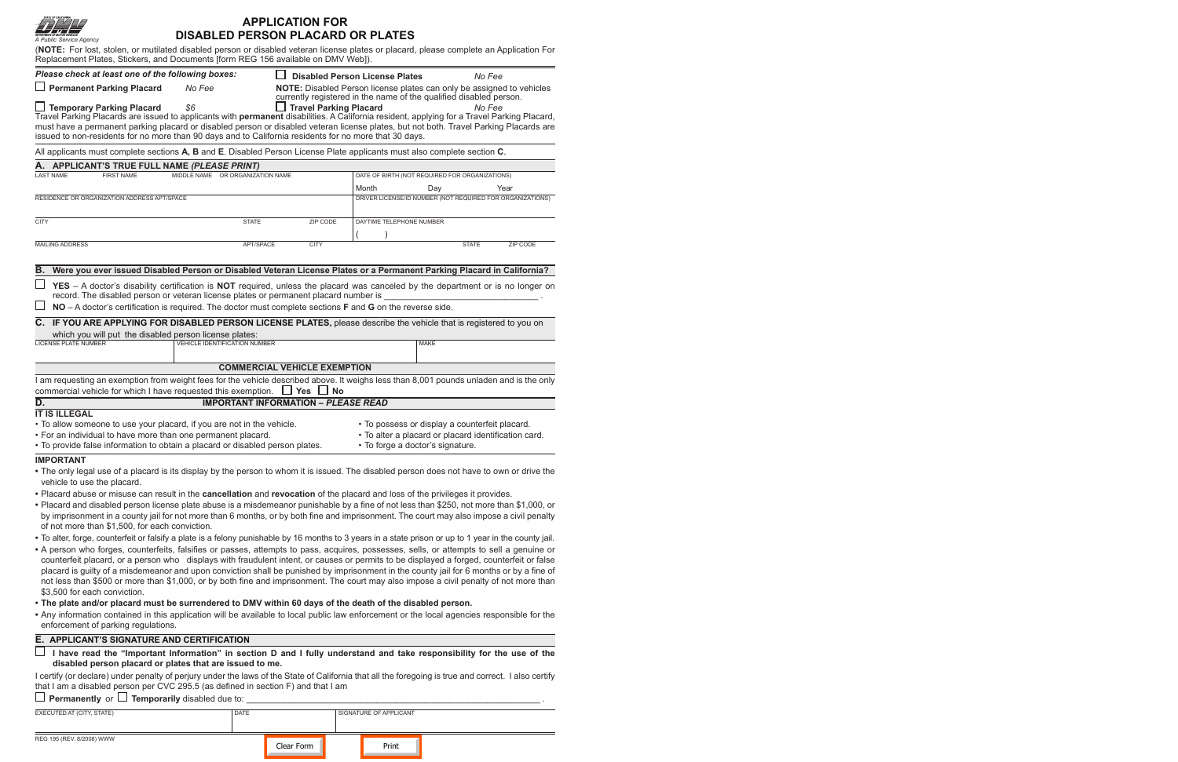STATE OF CALIFORNIA · DEPARTMENT OF MOTOR VEHICLES

*A Public Service Agency*

# APPLICATION FOR DISABLED PERSON PLACARD OR PLATES

(**NOTE:** For lost, stolen, or mutilated disabled person or disabled veteran license plates or placard, please complete an Application For Replacement Plates, Stickers, and Documents [form REG 156 available on DMV Web]).

***Please check at least one of the following boxes:***

☐ **Permanent Parking Placard** *No Fee*

☐ **Temporary Parking Placard** *$6*

☐ **Disabled Person License Plates** *No Fee*

**NOTE:** Disabled Person license plates can only be assigned to vehicles currently registered in the name of the qualified disabled person.

☐ **Travel Parking Placard** *No Fee*

Travel Parking Placards are issued to applicants with **permanent** disabilities. A California resident, applying for a Travel Parking Placard, must have a permanent parking placard or disabled person or disabled veteran license plates, but not both. Travel Parking Placards are issued to non-residents for no more than 90 days and to California residents for no more than 30 days.

All applicants must complete sections **A, B** and **E**. Disabled Person License Plate applicants must also complete section **C**.

## A. APPLICANT'S TRUE FULL NAME *(PLEASE PRINT)*

| LAST NAME | FIRST NAME | MIDDLE NAME | OR ORGANIZATION NAME | DATE OF BIRTH (NOT REQUIRED FOR ORGANIZATIONS) Month Day Year |
|---|---|---|---|---|
| | | | | |

| RESIDENCE OR ORGANIZATION ADDRESS APT/SPACE | DRIVER LICENSE/ID NUMBER (NOT REQUIRED FOR ORGANIZATIONS) |
|---|---|
| | |

| CITY | STATE | ZIP CODE | DAYTIME TELEPHONE NUMBER |
|---|---|---|---|
| | | | ( ) |

| MAILING ADDRESS | APT/SPACE | CITY | STATE | ZIP CODE |
|---|---|---|---|---|
| | | | | |

## B. Were you ever issued Disabled Person or Disabled Veteran License Plates or a Permanent Parking Placard in California?

☐ **YES** – A doctor's disability certification is **NOT** required, unless the placard was canceled by the department or is no longer on record. The disabled person or veteran license plates or permanent placard number is ______________________________ .

☐ **NO** – A doctor's certification is required. The doctor must complete sections **F** and **G** on the reverse side.

## C. IF YOU ARE APPLYING FOR DISABLED PERSON LICENSE PLATES, please describe the vehicle that is registered to you on which you will put the disabled person license plates:

| LICENSE PLATE NUMBER | VEHICLE IDENTIFICATION NUMBER | MAKE |
|---|---|---|
| | | |

### COMMERCIAL VEHICLE EXEMPTION

I am requesting an exemption from weight fees for the vehicle described above. It weighs less than 8,001 pounds unladen and is the only commercial vehicle for which I have requested this exemption. ☐ **Yes** ☐ **No**

## D. IMPORTANT INFORMATION – *PLEASE READ*

**IT IS ILLEGAL**

- To allow someone to use your placard, if you are not in the vehicle.
- For an individual to have more than one permanent placard.
- To provide false information to obtain a placard or disabled person plates.
- To possess or display a counterfeit placard.
- To alter a placard or placard identification card.
- To forge a doctor's signature.

**IMPORTANT**

- The only legal use of a placard is its display by the person to whom it is issued. The disabled person does not have to own or drive the vehicle to use the placard.
- Placard abuse or misuse can result in the **cancellation** and **revocation** of the placard and loss of the privileges it provides.
- Placard and disabled person license plate abuse is a misdemeanor punishable by a fine of not less than $250, not more than $1,000, or by imprisonment in a county jail for not more than 6 months, or by both fine and imprisonment. The court may also impose a civil penalty of not more than $1,500, for each conviction.
- To alter, forge, counterfeit or falsify a plate is a felony punishable by 16 months to 3 years in a state prison or up to 1 year in the county jail.
- A person who forges, counterfeits, falsifies or passes, attempts to pass, acquires, possesses, sells, or attempts to sell a genuine or counterfeit placard, or a person who displays with fraudulent intent, or causes or permits to be displayed a forged, counterfeit or false placard is guilty of a misdemeanor and upon conviction shall be punished by imprisonment in the county jail for 6 months or by a fine of not less than $500 or more than $1,000, or by both fine and imprisonment. The court may also impose a civil penalty of not more than $3,500 for each conviction.
- **The plate and/or placard must be surrendered to DMV within 60 days of the death of the disabled person.**
- Any information contained in this application will be available to local public law enforcement or the local agencies responsible for the enforcement of parking regulations.

## E. APPLICANT'S SIGNATURE AND CERTIFICATION

☐ **I have read the "Important Information" in section D and I fully understand and take responsibility for the use of the disabled person placard or plates that are issued to me.**

I certify (or declare) under penalty of perjury under the laws of the State of California that all the foregoing is true and correct. I also certify that I am a disabled person per CVC 295.5 (as defined in section F) and that I am

☐ **Permanently** or ☐ **Temporarily** disabled due to: ______________________________________________ .

| EXECUTED AT (CITY, STATE) | DATE | SIGNATURE OF APPLICANT |
|---|---|---|
| | | |

REG 195 (REV. 8/2008) WWW

Clear Form | Print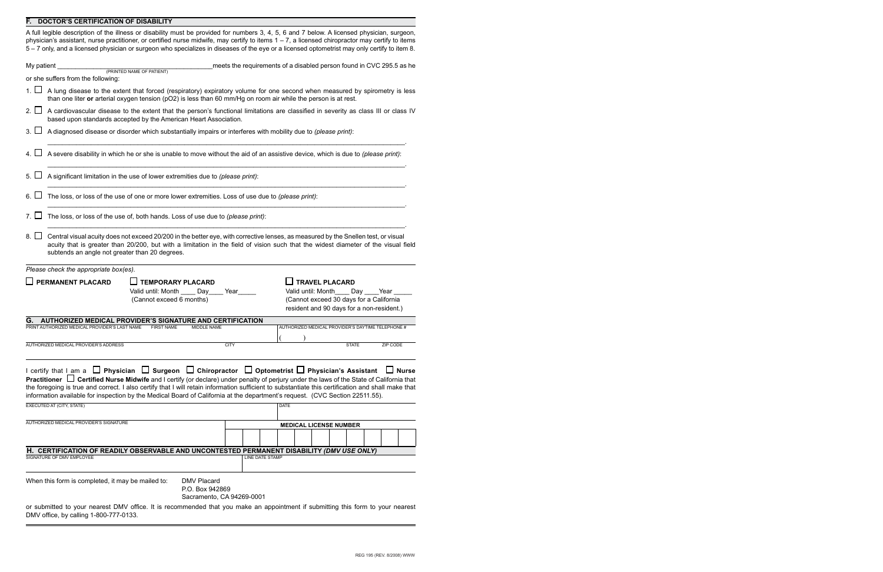## F. DOCTOR'S CERTIFICATION OF DISABILITY

A full legible description of the illness or disability must be provided for numbers 3, 4, 5, 6 and 7 below. A licensed physician, surgeon, physician's assistant, nurse practitioner, or certified nurse midwife, may certify to items 1 – 7, a licensed chiropractor may certify to items 5 – 7 only, and a licensed physician or surgeon who specializes in diseases of the eye or a licensed optometrist may only certify to item 8.

My patient ____________________________________________ meets the requirements of a disabled person found in CVC 295.5 as he
(PRINTED NAME OF PATIENT)
or she suffers from the following:

1. ☐ A lung disease to the extent that forced (respiratory) expiratory volume for one second when measured by spirometry is less than one liter **or** arterial oxygen tension (pO2) is less than 60 mm/Hg on room air while the person is at rest.
2. ☐ A cardiovascular disease to the extent that the person's functional limitations are classified in severity as class III or class IV based upon standards accepted by the American Heart Association.
3. ☐ A diagnosed disease or disorder which substantially impairs or interferes with mobility due to *(please print)*:
   ________________________________________________________________________________.
4. ☐ A severe disability in which he or she is unable to move without the aid of an assistive device, which is due to *(please print)*:
   ________________________________________________________________________________.
5. ☐ A significant limitation in the use of lower extremities due to *(please print)*:
   ________________________________________________________________________________.
6. ☐ The loss, or loss of the use of one or more lower extremities. Loss of use due to *(please print)*:
   ________________________________________________________________________________.
7. ☐ The loss, or loss of the use of, both hands. Loss of use due to *(please print)*:
   ________________________________________________________________________________.
8. ☐ Central visual acuity does not exceed 20/200 in the better eye, with corrective lenses, as measured by the Snellen test, or visual acuity that is greater than 20/200, but with a limitation in the field of vision such that the widest diameter of the visual field subtends an angle not greater than 20 degrees.

*Please check the appropriate box(es).*

☐ **PERMANENT PLACARD**

☐ **TEMPORARY PLACARD**
Valid until: Month ____ Day____ Year_____
(Cannot exceed 6 months)

☐ **TRAVEL PLACARD**
Valid until: Month____ Day ____Year _____
(Cannot exceed 30 days for a California resident and 90 days for a non-resident.)

## G. AUTHORIZED MEDICAL PROVIDER'S SIGNATURE AND CERTIFICATION

PRINT AUTHORIZED MEDICAL PROVIDER'S LAST NAME    FIRST NAME    MIDDLE NAME

AUTHORIZED MEDICAL PROVIDER'S DAYTIME TELEPHONE #
(    )

AUTHORIZED MEDICAL PROVIDER'S ADDRESS    CITY    STATE    ZIP CODE

I certify that I am a ☐ **Physician** ☐ **Surgeon** ☐ **Chiropractor** ☐ **Optometrist** ☐ **Physician's Assistant** ☐ **Nurse Practitioner** ☐ **Certified Nurse Midwife** and I certify (or declare) under penalty of perjury under the laws of the State of California that the foregoing is true and correct. I also certify that I will retain information sufficient to substantiate this certification and shall make that information available for inspection by the Medical Board of California at the department's request. (CVC Section 22511.55).

EXECUTED AT (CITY, STATE)    DATE

AUTHORIZED MEDICAL PROVIDER'S SIGNATURE

**MEDICAL LICENSE NUMBER**

## H. CERTIFICATION OF READILY OBSERVABLE AND UNCONTESTED PERMANENT DISABILITY *(DMV USE ONLY)*

SIGNATURE OF DMV EMPLOYEE    LINE DATE STAMP

When this form is completed, it may be mailed to:

DMV Placard
P.O. Box 942869
Sacramento, CA 94269-0001

or submitted to your nearest DMV office. It is recommended that you make an appointment if submitting this form to your nearest DMV office, by calling 1-800-777-0133.

REG 195 (REV. 8/2008) WWW